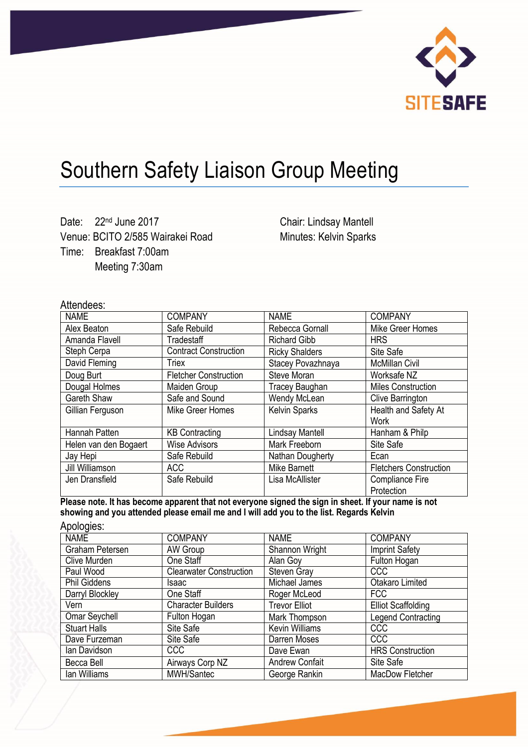SITESAFE

# Southern Safety Liaison Group Meeting

Date: 22nd June 2017
Venue: BCITO 2/585 Wairakei Road
Time: Breakfast 7:00am
Meeting 7:30am

Chair: Lindsay Mantell
Minutes: Kelvin Sparks

Attendees:

| NAME | COMPANY | NAME | COMPANY |
|---|---|---|---|
| Alex Beaton | Safe Rebuild | Rebecca Gornall | Mike Greer Homes |
| Amanda Flavell | Tradestaff | Richard Gibb | HRS |
| Steph Cerpa | Contract Construction | Ricky Shalders | Site Safe |
| David Fleming | Triex | Stacey Povazhnaya | McMillan Civil |
| Doug Burt | Fletcher Construction | Steve Moran | Worksafe NZ |
| Dougal Holmes | Maiden Group | Tracey Baughan | Miles Construction |
| Gareth Shaw | Safe and Sound | Wendy McLean | Clive Barrington |
| Gillian Ferguson | Mike Greer Homes | Kelvin Sparks | Health and Safety At Work |
| Hannah Patten | KB Contracting | Lindsay Mantell | Hanham & Philp |
| Helen van den Bogaert | Wise Advisors | Mark Freeborn | Site Safe |
| Jay Hepi | Safe Rebuild | Nathan Dougherty | Ecan |
| Jill Williamson | ACC | Mike Barnett | Fletchers Construction |
| Jen Dransfield | Safe Rebuild | Lisa McAllister | Compliance Fire Protection |

**Please note. It has become apparent that not everyone signed the sign in sheet. If your name is not showing and you attended please email me and I will add you to the list. Regards Kelvin**

Apologies:

| NAME | COMPANY | NAME | COMPANY |
|---|---|---|---|
| Graham Petersen | AW Group | Shannon Wright | Imprint Safety |
| Clive Murden | One Staff | Alan Goy | Fulton Hogan |
| Paul Wood | Clearwater Construction | Steven Gray | CCC |
| Phil Giddens | Isaac | Michael James | Otakaro Limited |
| Darryl Blockley | One Staff | Roger McLeod | FCC |
| Vern | Character Builders | Trevor Elliot | Elliot Scaffolding |
| Omar Seychell | Fulton Hogan | Mark Thompson | Legend Contracting |
| Stuart Halls | Site Safe | Kevin Williams | CCC |
| Dave Furzeman | Site Safe | Darren Moses | CCC |
| Ian Davidson | CCC | Dave Ewan | HRS Construction |
| Becca Bell | Airways Corp NZ | Andrew Confait | Site Safe |
| Ian Williams | MWH/Santec | George Rankin | MacDow Fletcher |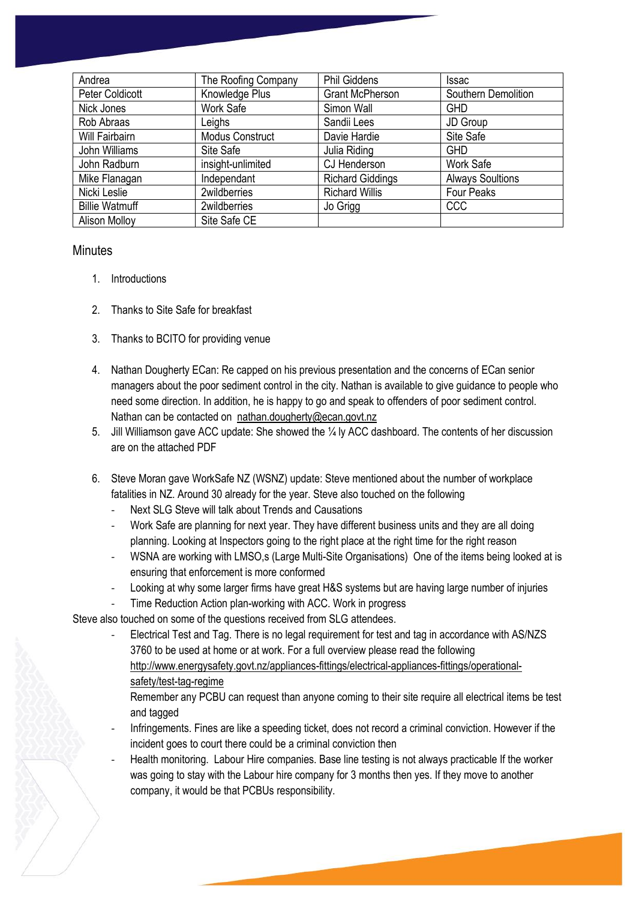| | | | |
|---|---|---|---|
| Andrea | The Roofing Company | Phil Giddens | Issac |
| Peter Coldicott | Knowledge Plus | Grant McPherson | Southern Demolition |
| Nick Jones | Work Safe | Simon Wall | GHD |
| Rob Abraas | Leighs | Sandii Lees | JD Group |
| Will Fairbairn | Modus Construct | Davie Hardie | Site Safe |
| John Williams | Site Safe | Julia Riding | GHD |
| John Radburn | insight-unlimited | CJ Henderson | Work Safe |
| Mike Flanagan | Independant | Richard Giddings | Always Soultions |
| Nicki Leslie | 2wildberries | Richard Willis | Four Peaks |
| Billie Watmuff | 2wildberries | Jo Grigg | CCC |
| Alison Molloy | Site Safe CE | | |

## Minutes

1. Introductions

2. Thanks to Site Safe for breakfast

3. Thanks to BCITO for providing venue

4. Nathan Dougherty ECan: Re capped on his previous presentation and the concerns of ECan senior managers about the poor sediment control in the city. Nathan is available to give guidance to people who need some direction. In addition, he is happy to go and speak to offenders of poor sediment control. Nathan can be contacted on nathan.dougherty@ecan.govt.nz
5. Jill Williamson gave ACC update: She showed the ¼ ly ACC dashboard. The contents of her discussion are on the attached PDF

6. Steve Moran gave WorkSafe NZ (WSNZ) update: Steve mentioned about the number of workplace fatalities in NZ. Around 30 already for the year. Steve also touched on the following
   - Next SLG Steve will talk about Trends and Causations
   - Work Safe are planning for next year. They have different business units and they are all doing planning. Looking at Inspectors going to the right place at the right time for the right reason
   - WSNA are working with LMSO,s (Large Multi-Site Organisations) One of the items being looked at is ensuring that enforcement is more conformed
   - Looking at why some larger firms have great H&S systems but are having large number of injuries
   - Time Reduction Action plan-working with ACC. Work in progress

Steve also touched on some of the questions received from SLG attendees.

- Electrical Test and Tag. There is no legal requirement for test and tag in accordance with AS/NZS 3760 to be used at home or at work. For a full overview please read the following http://www.energysafety.govt.nz/appliances-fittings/electrical-appliances-fittings/operational-safety/test-tag-regime

  Remember any PCBU can request than anyone coming to their site require all electrical items be test and tagged
- Infringements. Fines are like a speeding ticket, does not record a criminal conviction. However if the incident goes to court there could be a criminal conviction then
- Health monitoring. Labour Hire companies. Base line testing is not always practicable If the worker was going to stay with the Labour hire company for 3 months then yes. If they move to another company, it would be that PCBUs responsibility.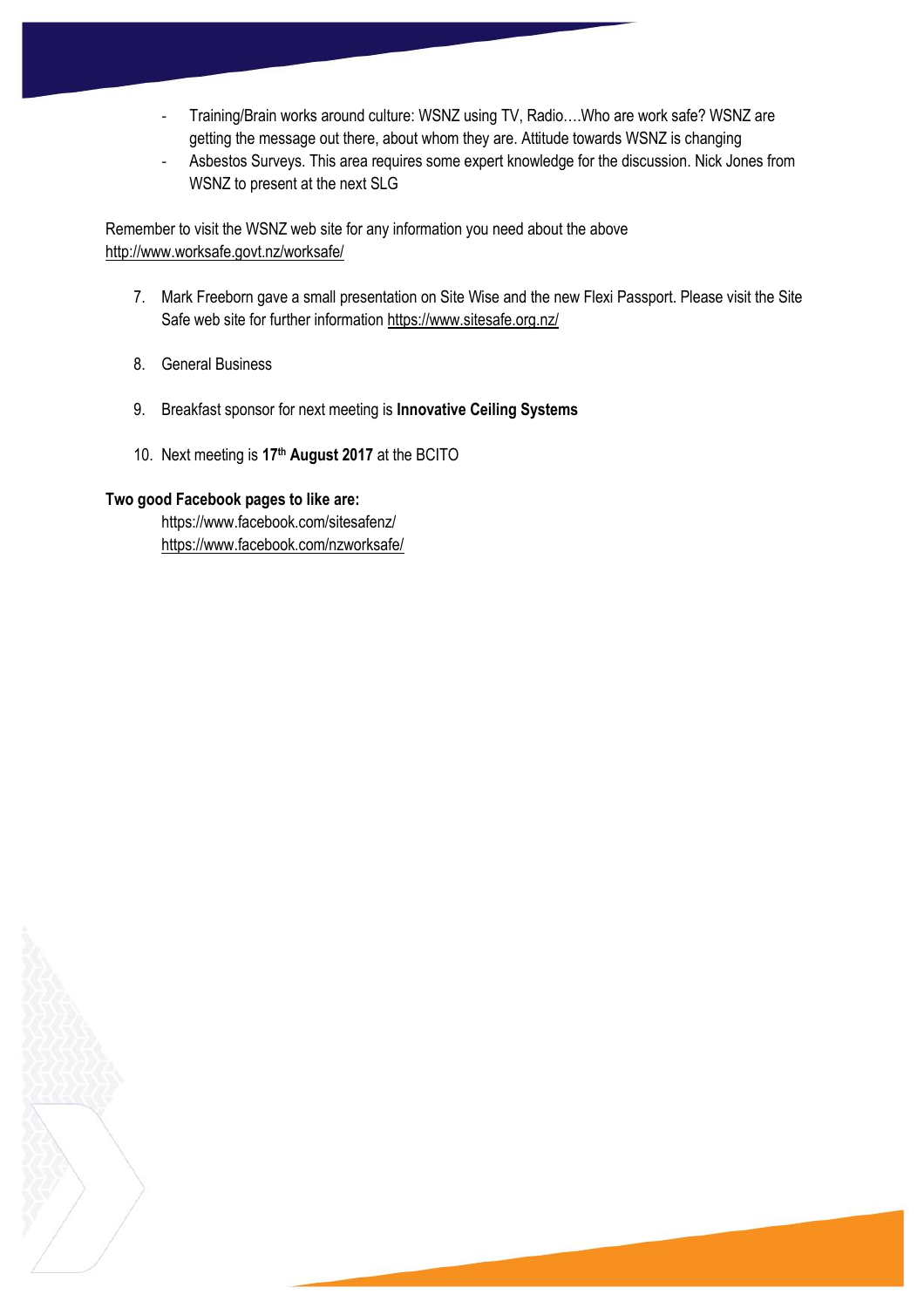- Training/Brain works around culture: WSNZ using TV, Radio….Who are work safe? WSNZ are getting the message out there, about whom they are. Attitude towards WSNZ is changing
- Asbestos Surveys. This area requires some expert knowledge for the discussion. Nick Jones from WSNZ to present at the next SLG

Remember to visit the WSNZ web site for any information you need about the above http://www.worksafe.govt.nz/worksafe/

7. Mark Freeborn gave a small presentation on Site Wise and the new Flexi Passport. Please visit the Site Safe web site for further information https://www.sitesafe.org.nz/

8. General Business

9. Breakfast sponsor for next meeting is **Innovative Ceiling Systems**

10. Next meeting is **17th August 2017** at the BCITO

**Two good Facebook pages to like are:**

https://www.facebook.com/sitesafenz/
https://www.facebook.com/nzworksafe/